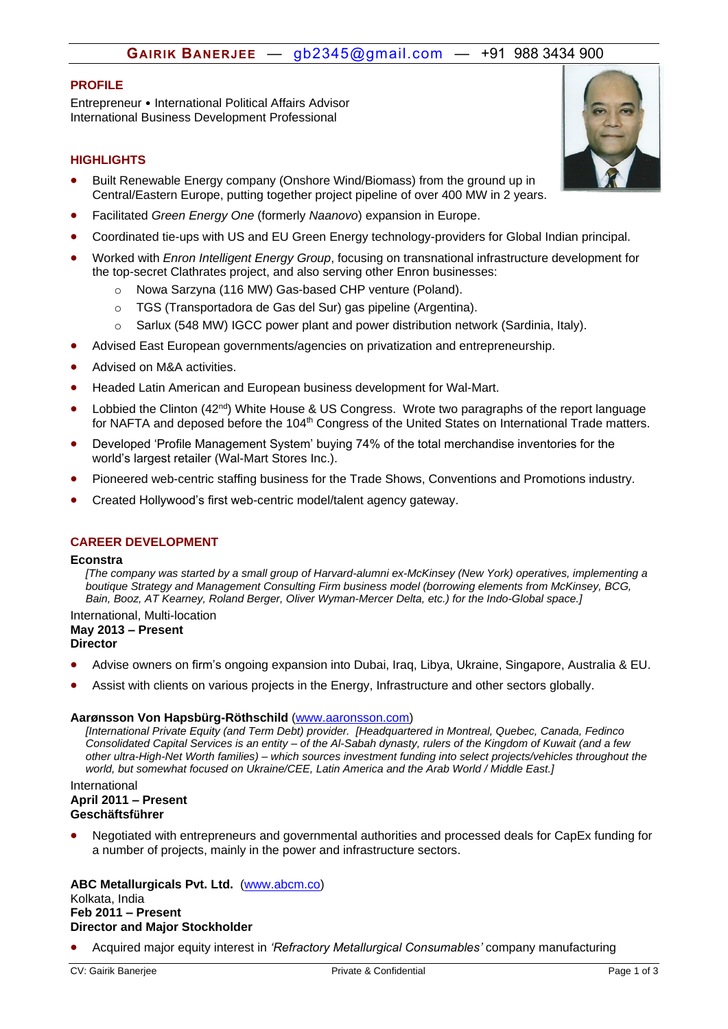# GAIRIK BANERJEE — gb2345@gmail.com — +91 988 3434 900

## PROFILE

Entrepreneur • International Political Affairs Advisor
International Business Development Professional

## HIGHLIGHTS

- Built Renewable Energy company (Onshore Wind/Biomass) from the ground up in Central/Eastern Europe, putting together project pipeline of over 400 MW in 2 years.
- Facilitated *Green Energy One* (formerly *Naanovo*) expansion in Europe.
- Coordinated tie-ups with US and EU Green Energy technology-providers for Global Indian principal.
- Worked with *Enron Intelligent Energy Group*, focusing on transnational infrastructure development for the top-secret Clathrates project, and also serving other Enron businesses:
  - Nowa Sarzyna (116 MW) Gas-based CHP venture (Poland).
  - TGS (Transportadora de Gas del Sur) gas pipeline (Argentina).
  - Sarlux (548 MW) IGCC power plant and power distribution network (Sardinia, Italy).
- Advised East European governments/agencies on privatization and entrepreneurship.
- Advised on M&A activities.
- Headed Latin American and European business development for Wal-Mart.
- Lobbied the Clinton (42nd) White House & US Congress. Wrote two paragraphs of the report language for NAFTA and deposed before the 104th Congress of the United States on International Trade matters.
- Developed 'Profile Management System' buying 74% of the total merchandise inventories for the world's largest retailer (Wal-Mart Stores Inc.).
- Pioneered web-centric staffing business for the Trade Shows, Conventions and Promotions industry.
- Created Hollywood's first web-centric model/talent agency gateway.

## CAREER DEVELOPMENT

**Econstra**

*[The company was started by a small group of Harvard-alumni ex-McKinsey (New York) operatives, implementing a boutique Strategy and Management Consulting Firm business model (borrowing elements from McKinsey, BCG, Bain, Booz, AT Kearney, Roland Berger, Oliver Wyman-Mercer Delta, etc.) for the Indo-Global space.]*

International, Multi-location
**May 2013 – Present**
**Director**

- Advise owners on firm's ongoing expansion into Dubai, Iraq, Libya, Ukraine, Singapore, Australia & EU.
- Assist with clients on various projects in the Energy, Infrastructure and other sectors globally.

**Aarønsson Von Hapsbürg-Röthschild** (www.aaronsson.com)

*[International Private Equity (and Term Debt) provider. [Headquartered in Montreal, Quebec, Canada, Fedinco Consolidated Capital Services is an entity – of the Al-Sabah dynasty, rulers of the Kingdom of Kuwait (and a few other ultra-High-Net Worth families) – which sources investment funding into select projects/vehicles throughout the world, but somewhat focused on Ukraine/CEE, Latin America and the Arab World / Middle East.]*

International
**April 2011 – Present**
**Geschäftsführer**

- Negotiated with entrepreneurs and governmental authorities and processed deals for CapEx funding for a number of projects, mainly in the power and infrastructure sectors.

**ABC Metallurgicals Pvt. Ltd.** (www.abcm.co)
Kolkata, India
**Feb 2011 – Present**
**Director and Major Stockholder**

- Acquired major equity interest in *'Refractory Metallurgical Consumables'* company manufacturing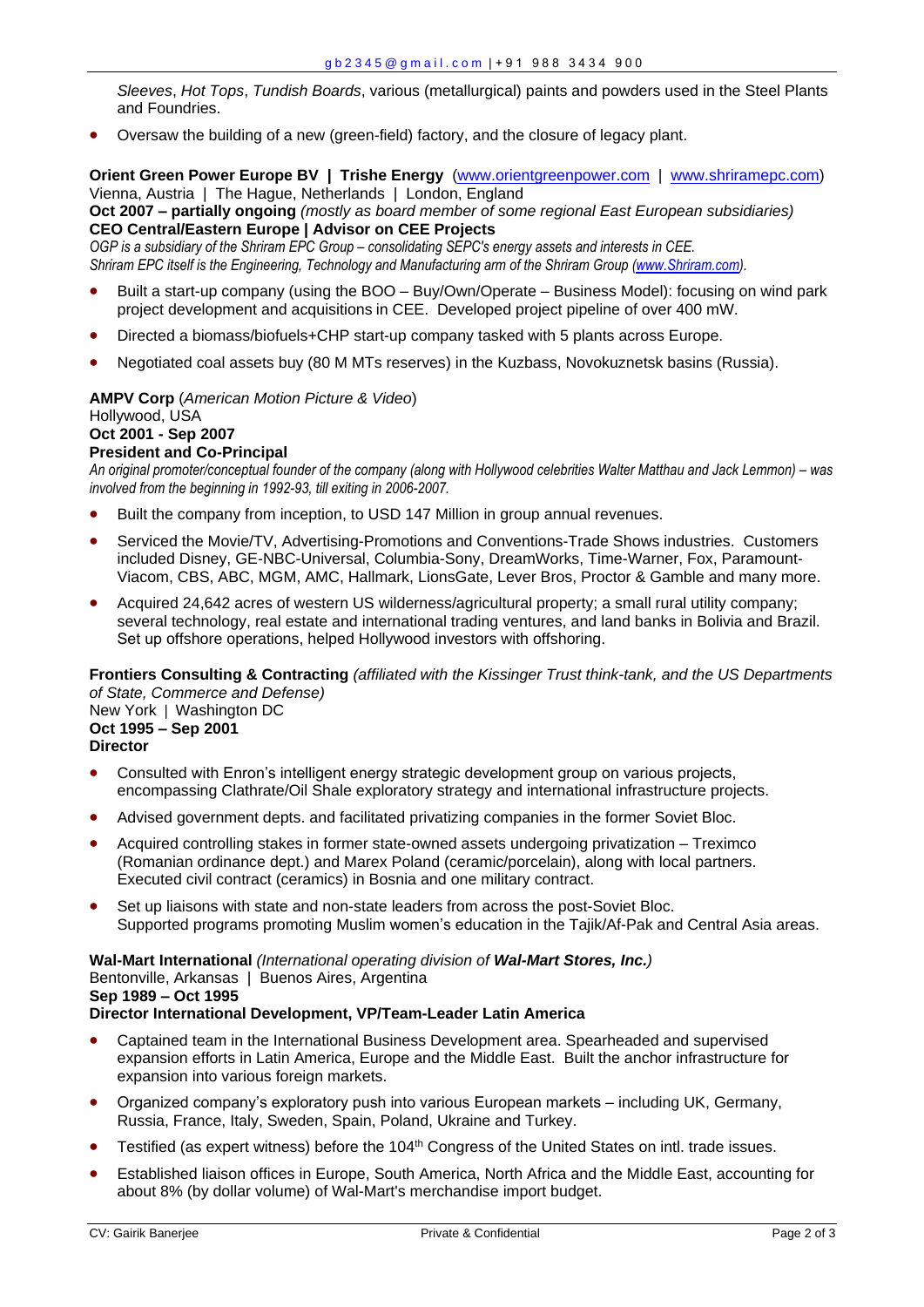*Sleeves*, *Hot Tops*, *Tundish Boards*, various (metallurgical) paints and powders used in the Steel Plants and Foundries.

- Oversaw the building of a new (green-field) factory, and the closure of legacy plant.

**Orient Green Power Europe BV | Trishe Energy** (www.orientgreenpower.com | www.shriramepc.com)
Vienna, Austria | The Hague, Netherlands | London, England
**Oct 2007 – partially ongoing** *(mostly as board member of some regional East European subsidiaries)*
**CEO Central/Eastern Europe | Advisor on CEE Projects**
*OGP is a subsidiary of the Shriram EPC Group – consolidating SEPC's energy assets and interests in CEE.*
*Shriram EPC itself is the Engineering, Technology and Manufacturing arm of the Shriram Group (www.Shriram.com).*

- Built a start-up company (using the BOO – Buy/Own/Operate – Business Model): focusing on wind park project development and acquisitions in CEE. Developed project pipeline of over 400 mW.
- Directed a biomass/biofuels+CHP start-up company tasked with 5 plants across Europe.
- Negotiated coal assets buy (80 M MTs reserves) in the Kuzbass, Novokuznetsk basins (Russia).

**AMPV Corp** (*American Motion Picture & Video*)
Hollywood, USA
**Oct 2001 - Sep 2007**
**President and Co-Principal**
*An original promoter/conceptual founder of the company (along with Hollywood celebrities Walter Matthau and Jack Lemmon) – was involved from the beginning in 1992-93, till exiting in 2006-2007.*

- Built the company from inception, to USD 147 Million in group annual revenues.
- Serviced the Movie/TV, Advertising-Promotions and Conventions-Trade Shows industries. Customers included Disney, GE-NBC-Universal, Columbia-Sony, DreamWorks, Time-Warner, Fox, Paramount-Viacom, CBS, ABC, MGM, AMC, Hallmark, LionsGate, Lever Bros, Proctor & Gamble and many more.
- Acquired 24,642 acres of western US wilderness/agricultural property; a small rural utility company; several technology, real estate and international trading ventures, and land banks in Bolivia and Brazil. Set up offshore operations, helped Hollywood investors with offshoring.

**Frontiers Consulting & Contracting** *(affiliated with the Kissinger Trust think-tank, and the US Departments of State, Commerce and Defense)*
New York | Washington DC
**Oct 1995 – Sep 2001**
**Director**

- Consulted with Enron's intelligent energy strategic development group on various projects, encompassing Clathrate/Oil Shale exploratory strategy and international infrastructure projects.
- Advised government depts. and facilitated privatizing companies in the former Soviet Bloc.
- Acquired controlling stakes in former state-owned assets undergoing privatization – Treximco (Romanian ordinance dept.) and Marex Poland (ceramic/porcelain), along with local partners. Executed civil contract (ceramics) in Bosnia and one military contract.
- Set up liaisons with state and non-state leaders from across the post-Soviet Bloc. Supported programs promoting Muslim women's education in the Tajik/Af-Pak and Central Asia areas.

**Wal-Mart International** *(International operating division of **Wal-Mart Stores, Inc.**)*
Bentonville, Arkansas | Buenos Aires, Argentina
**Sep 1989 – Oct 1995**
**Director International Development, VP/Team-Leader Latin America**

- Captained team in the International Business Development area. Spearheaded and supervised expansion efforts in Latin America, Europe and the Middle East. Built the anchor infrastructure for expansion into various foreign markets.
- Organized company's exploratory push into various European markets – including UK, Germany, Russia, France, Italy, Sweden, Spain, Poland, Ukraine and Turkey.
- Testified (as expert witness) before the 104th Congress of the United States on intl. trade issues.
- Established liaison offices in Europe, South America, North Africa and the Middle East, accounting for about 8% (by dollar volume) of Wal-Mart's merchandise import budget.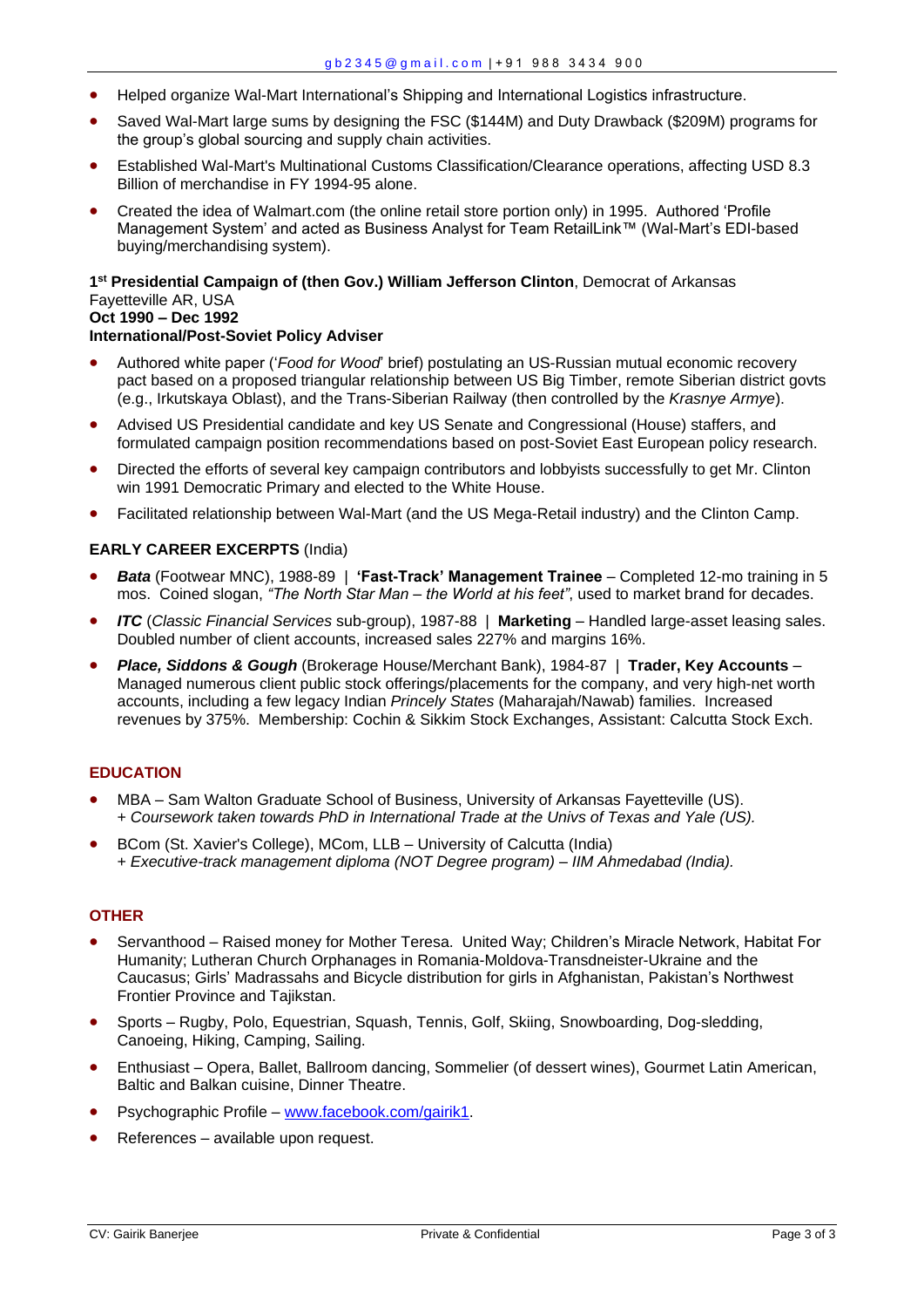- Helped organize Wal-Mart International's Shipping and International Logistics infrastructure.
- Saved Wal-Mart large sums by designing the FSC ($144M) and Duty Drawback ($209M) programs for the group's global sourcing and supply chain activities.
- Established Wal-Mart's Multinational Customs Classification/Clearance operations, affecting USD 8.3 Billion of merchandise in FY 1994-95 alone.
- Created the idea of Walmart.com (the online retail store portion only) in 1995. Authored 'Profile Management System' and acted as Business Analyst for Team RetailLink™ (Wal-Mart's EDI-based buying/merchandising system).

**1st Presidential Campaign of (then Gov.) William Jefferson Clinton**, Democrat of Arkansas
Fayetteville AR, USA
**Oct 1990 – Dec 1992**
**International/Post-Soviet Policy Adviser**

- Authored white paper ('*Food for Wood*' brief) postulating an US-Russian mutual economic recovery pact based on a proposed triangular relationship between US Big Timber, remote Siberian district govts (e.g., Irkutskaya Oblast), and the Trans-Siberian Railway (then controlled by the *Krasnye Armye*).
- Advised US Presidential candidate and key US Senate and Congressional (House) staffers, and formulated campaign position recommendations based on post-Soviet East European policy research.
- Directed the efforts of several key campaign contributors and lobbyists successfully to get Mr. Clinton win 1991 Democratic Primary and elected to the White House.
- Facilitated relationship between Wal-Mart (and the US Mega-Retail industry) and the Clinton Camp.

**EARLY CAREER EXCERPTS** (India)

- ***Bata*** (Footwear MNC), 1988-89 | **'Fast-Track' Management Trainee** – Completed 12-mo training in 5 mos. Coined slogan, *"The North Star Man – the World at his feet"*, used to market brand for decades.
- ***ITC*** (*Classic Financial Services* sub-group), 1987-88 | **Marketing** – Handled large-asset leasing sales. Doubled number of client accounts, increased sales 227% and margins 16%.
- ***Place, Siddons & Gough*** (Brokerage House/Merchant Bank), 1984-87 | **Trader, Key Accounts** – Managed numerous client public stock offerings/placements for the company, and very high-net worth accounts, including a few legacy Indian *Princely States* (Maharajah/Nawab) families. Increased revenues by 375%. Membership: Cochin & Sikkim Stock Exchanges, Assistant: Calcutta Stock Exch.

## EDUCATION

- MBA – Sam Walton Graduate School of Business, University of Arkansas Fayetteville (US).
  + *Coursework taken towards PhD in International Trade at the Univs of Texas and Yale (US).*
- BCom (St. Xavier's College), MCom, LLB – University of Calcutta (India)
  + *Executive-track management diploma (NOT Degree program) – IIM Ahmedabad (India).*

## OTHER

- Servanthood – Raised money for Mother Teresa. United Way; Children's Miracle Network, Habitat For Humanity; Lutheran Church Orphanages in Romania-Moldova-Transdneister-Ukraine and the Caucasus; Girls' Madrassahs and Bicycle distribution for girls in Afghanistan, Pakistan's Northwest Frontier Province and Tajikstan.
- Sports – Rugby, Polo, Equestrian, Squash, Tennis, Golf, Skiing, Snowboarding, Dog-sledding, Canoeing, Hiking, Camping, Sailing.
- Enthusiast – Opera, Ballet, Ballroom dancing, Sommelier (of dessert wines), Gourmet Latin American, Baltic and Balkan cuisine, Dinner Theatre.
- Psychographic Profile – www.facebook.com/gairik1.
- References – available upon request.